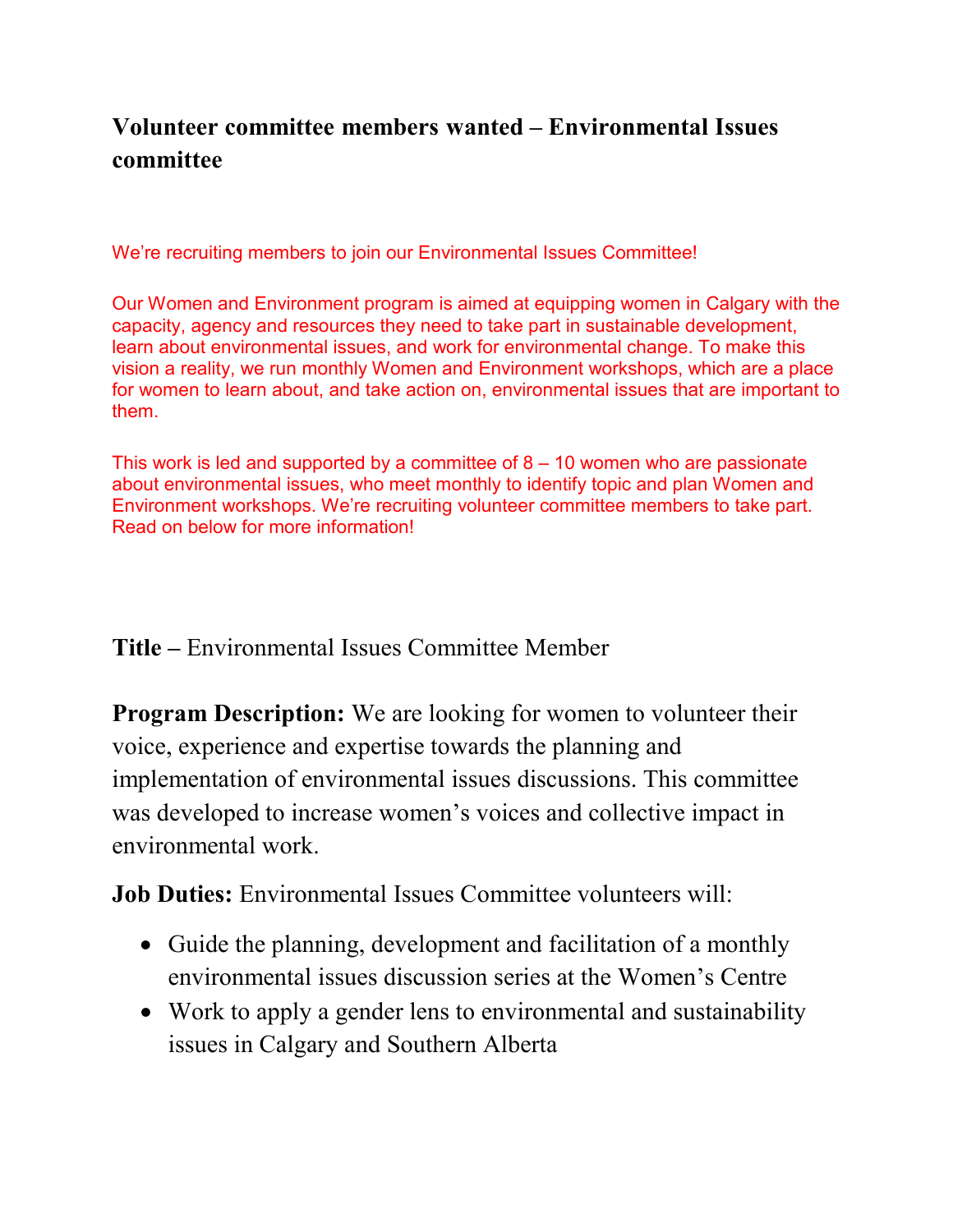# Volunteer committee members wanted – Environmental Issues committee

We’re recruiting members to join our Environmental Issues Committee!

Our Women and Environment program is aimed at equipping women in Calgary with the capacity, agency and resources they need to take part in sustainable development, learn about environmental issues, and work for environmental change. To make this vision a reality, we run monthly Women and Environment workshops, which are a place for women to learn about, and take action on, environmental issues that are important to them.

This work is led and supported by a committee of 8 – 10 women who are passionate about environmental issues, who meet monthly to identify topic and plan Women and Environment workshops. We’re recruiting volunteer committee members to take part. Read on below for more information!

**Title –** Environmental Issues Committee Member

**Program Description:** We are looking for women to volunteer their voice, experience and expertise towards the planning and implementation of environmental issues discussions. This committee was developed to increase women’s voices and collective impact in environmental work.

**Job Duties:** Environmental Issues Committee volunteers will:

- Guide the planning, development and facilitation of a monthly environmental issues discussion series at the Women’s Centre
- Work to apply a gender lens to environmental and sustainability issues in Calgary and Southern Alberta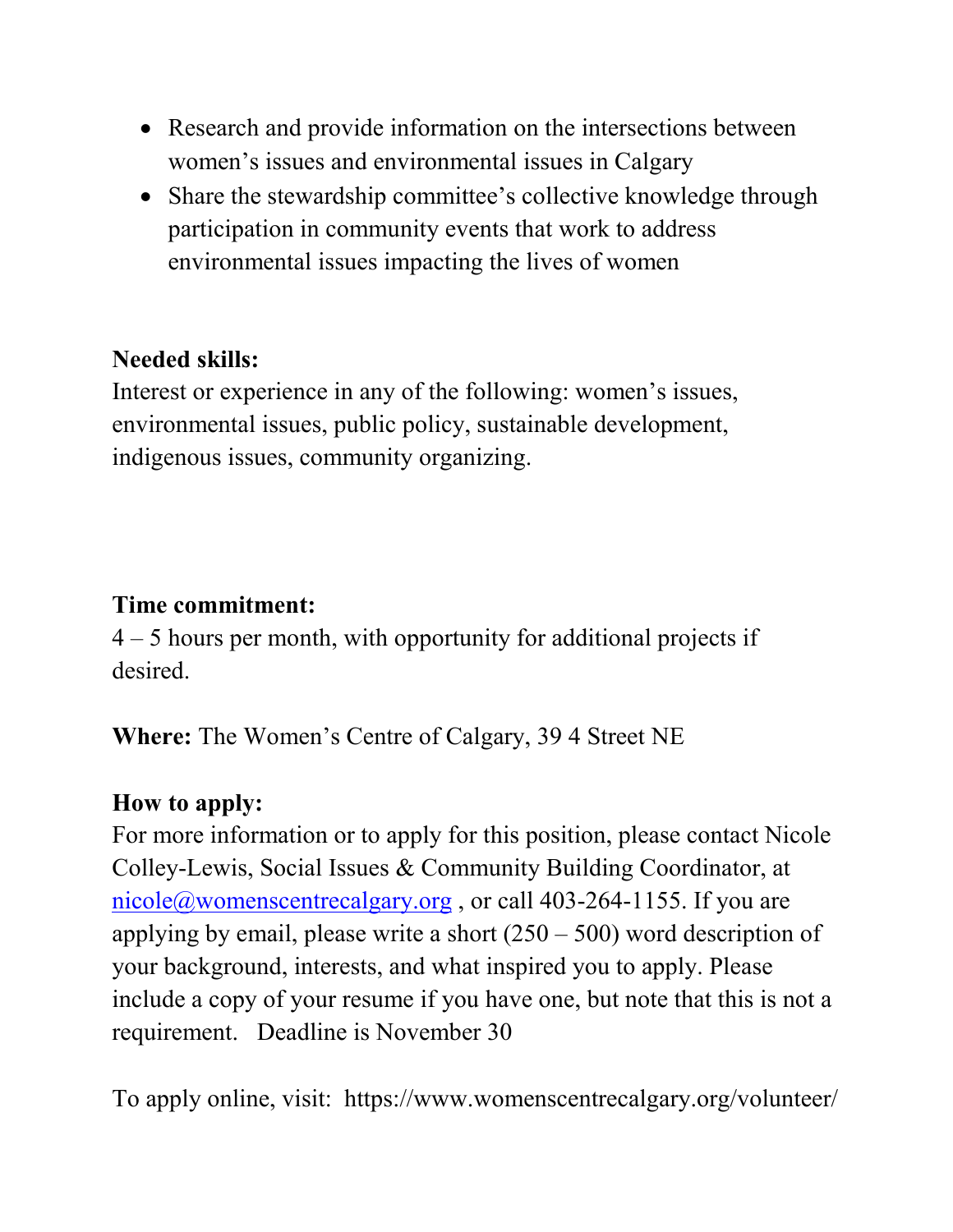- Research and provide information on the intersections between women's issues and environmental issues in Calgary
- Share the stewardship committee's collective knowledge through participation in community events that work to address environmental issues impacting the lives of women

**Needed skills:**
Interest or experience in any of the following: women's issues, environmental issues, public policy, sustainable development, indigenous issues, community organizing.

**Time commitment:**
4 – 5 hours per month, with opportunity for additional projects if desired.

**Where:** The Women's Centre of Calgary, 39 4 Street NE

**How to apply:**
For more information or to apply for this position, please contact Nicole Colley-Lewis, Social Issues & Community Building Coordinator, at nicole@womenscentrecalgary.org , or call 403-264-1155. If you are applying by email, please write a short (250 – 500) word description of your background, interests, and what inspired you to apply. Please include a copy of your resume if you have one, but note that this is not a requirement. Deadline is November 30

To apply online, visit: https://www.womenscentrecalgary.org/volunteer/